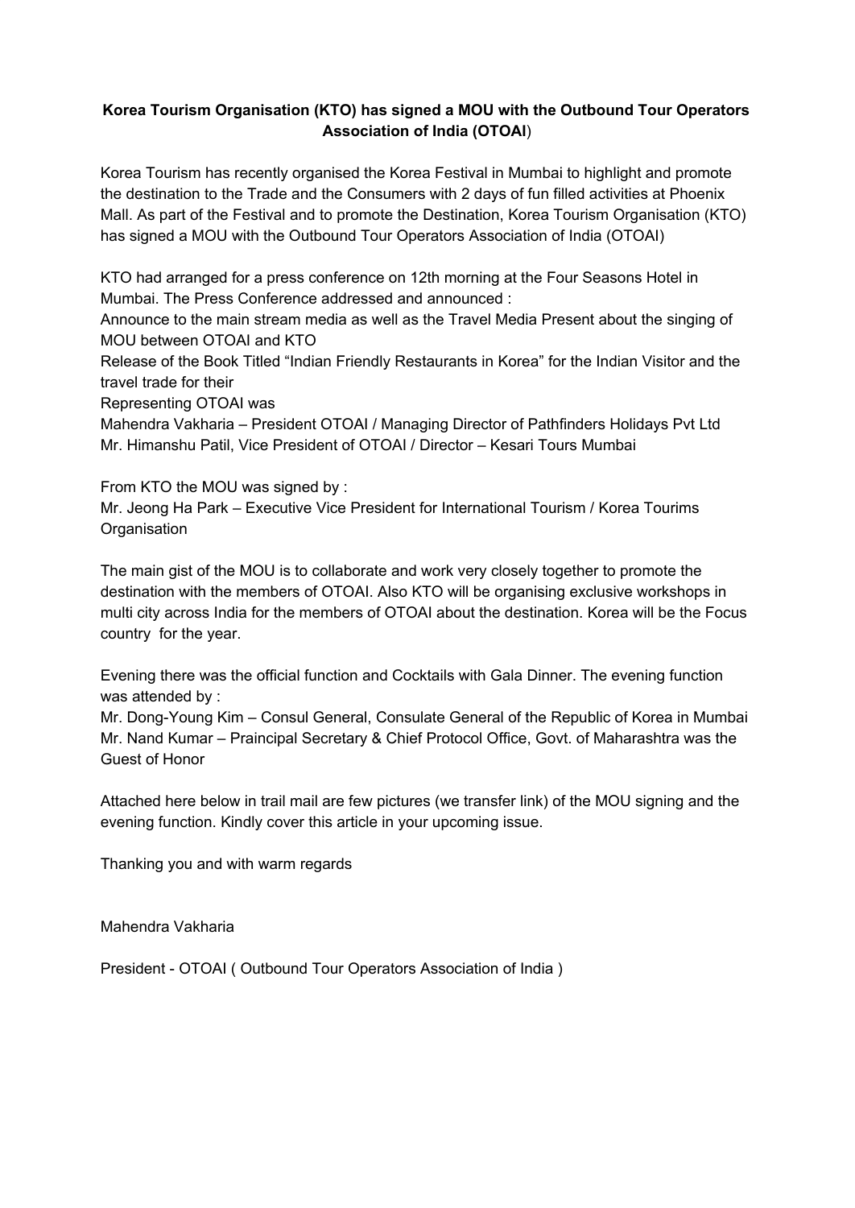**Korea Tourism Organisation (KTO) has signed a MOU with the Outbound Tour Operators Association of India (OTOAI**)

Korea Tourism has recently organised the Korea Festival in Mumbai to highlight and promote the destination to the Trade and the Consumers with 2 days of fun filled activities at Phoenix Mall. As part of the Festival and to promote the Destination, Korea Tourism Organisation (KTO) has signed a MOU with the Outbound Tour Operators Association of India (OTOAI)

KTO had arranged for a press conference on 12th morning at the Four Seasons Hotel in Mumbai. The Press Conference addressed and announced :
Announce to the main stream media as well as the Travel Media Present about the singing of MOU between OTOAI and KTO
Release of the Book Titled "Indian Friendly Restaurants in Korea" for the Indian Visitor and the travel trade for their
Representing OTOAI was
Mahendra Vakharia – President OTOAI / Managing Director of Pathfinders Holidays Pvt Ltd
Mr. Himanshu Patil, Vice President of OTOAI / Director – Kesari Tours Mumbai

From KTO the MOU was signed by :
Mr. Jeong Ha Park – Executive Vice President for International Tourism / Korea Tourims Organisation

The main gist of the MOU is to collaborate and work very closely together to promote the destination with the members of OTOAI. Also KTO will be organising exclusive workshops in multi city across India for the members of OTOAI about the destination. Korea will be the Focus country for the year.

Evening there was the official function and Cocktails with Gala Dinner. The evening function was attended by :
Mr. Dong-Young Kim – Consul General, Consulate General of the Republic of Korea in Mumbai
Mr. Nand Kumar – Praincipal Secretary & Chief Protocol Office, Govt. of Maharashtra was the Guest of Honor

Attached here below in trail mail are few pictures (we transfer link) of the MOU signing and the evening function. Kindly cover this article in your upcoming issue.

Thanking you and with warm regards

Mahendra Vakharia

President - OTOAI ( Outbound Tour Operators Association of India )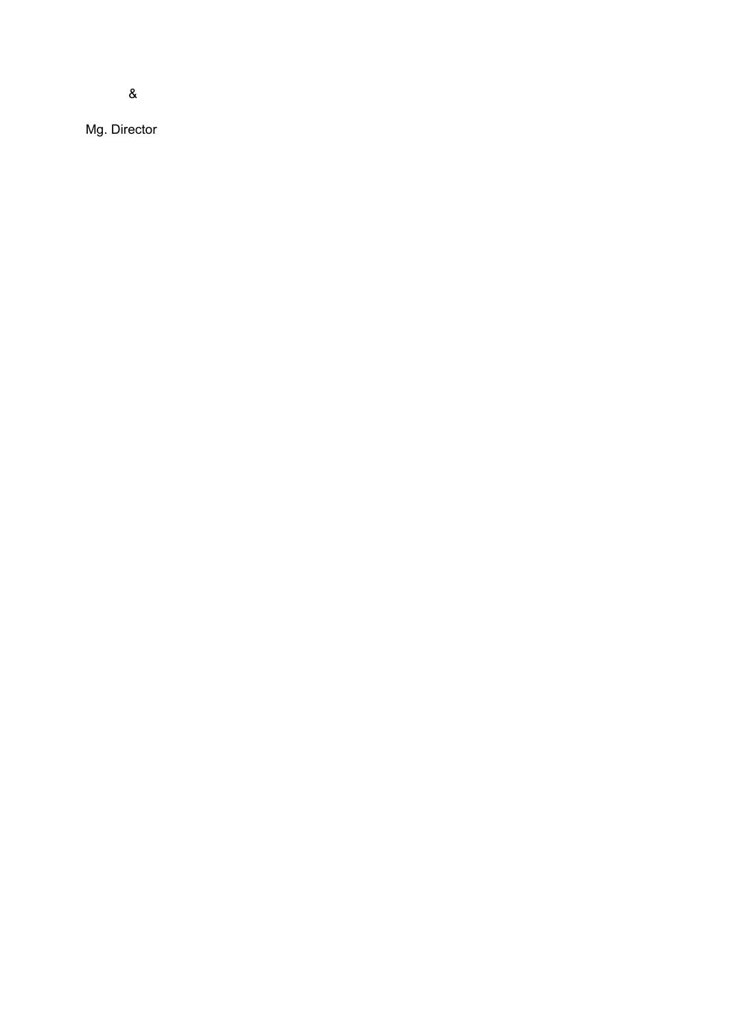&

Mg. Director